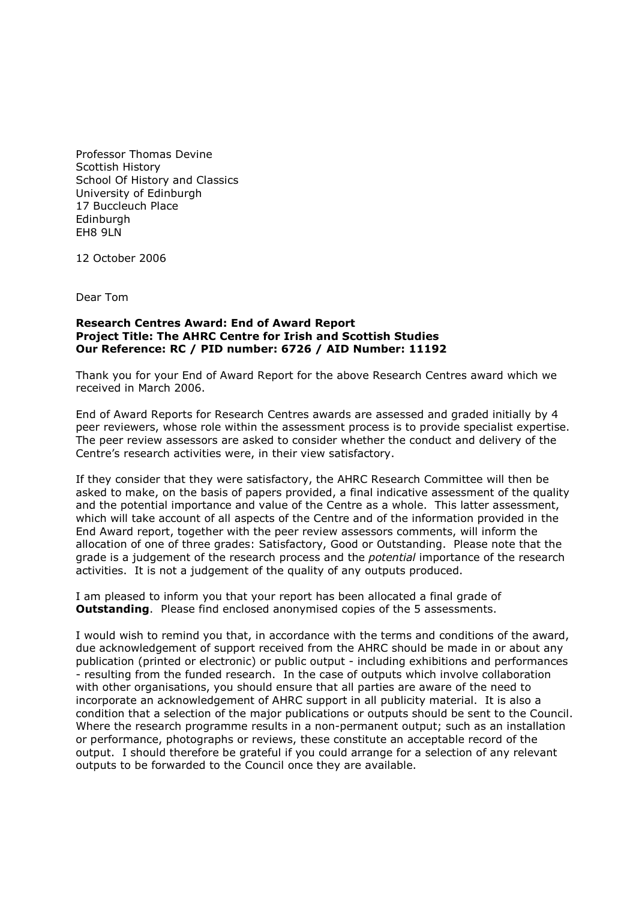Professor Thomas Devine
Scottish History
School Of History and Classics
University of Edinburgh
17 Buccleuch Place
Edinburgh
EH8 9LN

12 October 2006

Dear Tom

**Research Centres Award: End of Award Report**
**Project Title: The AHRC Centre for Irish and Scottish Studies**
**Our Reference: RC / PID number: 6726 / AID Number: 11192**

Thank you for your End of Award Report for the above Research Centres award which we received in March 2006.

End of Award Reports for Research Centres awards are assessed and graded initially by 4 peer reviewers, whose role within the assessment process is to provide specialist expertise. The peer review assessors are asked to consider whether the conduct and delivery of the Centre's research activities were, in their view satisfactory.

If they consider that they were satisfactory, the AHRC Research Committee will then be asked to make, on the basis of papers provided, a final indicative assessment of the quality and the potential importance and value of the Centre as a whole. This latter assessment, which will take account of all aspects of the Centre and of the information provided in the End Award report, together with the peer review assessors comments, will inform the allocation of one of three grades: Satisfactory, Good or Outstanding. Please note that the grade is a judgement of the research process and the *potential* importance of the research activities. It is not a judgement of the quality of any outputs produced.

I am pleased to inform you that your report has been allocated a final grade of **Outstanding**. Please find enclosed anonymised copies of the 5 assessments.

I would wish to remind you that, in accordance with the terms and conditions of the award, due acknowledgement of support received from the AHRC should be made in or about any publication (printed or electronic) or public output - including exhibitions and performances - resulting from the funded research. In the case of outputs which involve collaboration with other organisations, you should ensure that all parties are aware of the need to incorporate an acknowledgement of AHRC support in all publicity material. It is also a condition that a selection of the major publications or outputs should be sent to the Council. Where the research programme results in a non-permanent output; such as an installation or performance, photographs or reviews, these constitute an acceptable record of the output. I should therefore be grateful if you could arrange for a selection of any relevant outputs to be forwarded to the Council once they are available.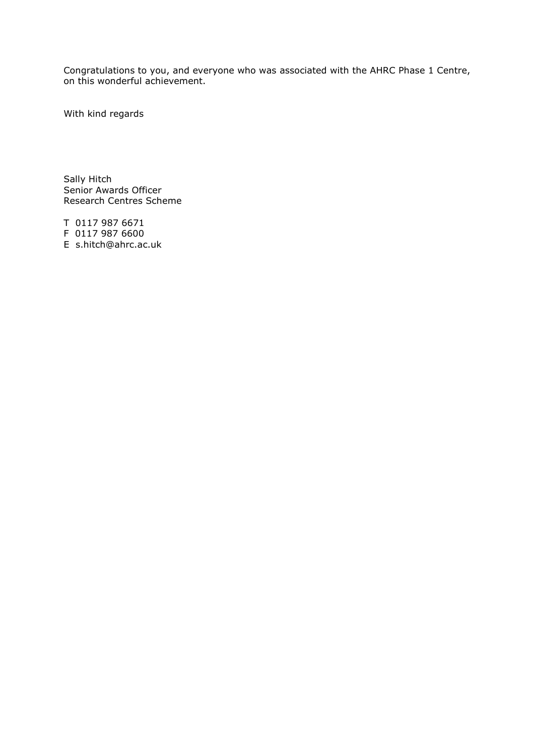Congratulations to you, and everyone who was associated with the AHRC Phase 1 Centre, on this wonderful achievement.

With kind regards

Sally Hitch
Senior Awards Officer
Research Centres Scheme

T 0117 987 6671
F 0117 987 6600
E s.hitch@ahrc.ac.uk